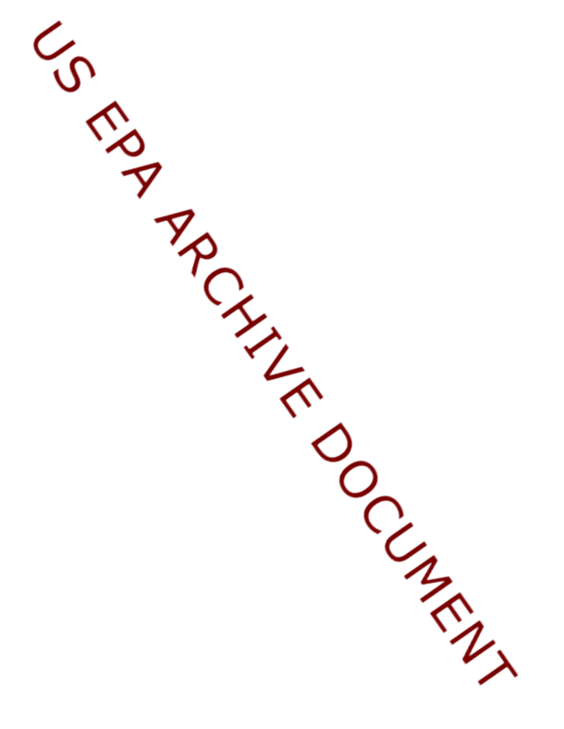US EPA ARCHIVE DOCUMENT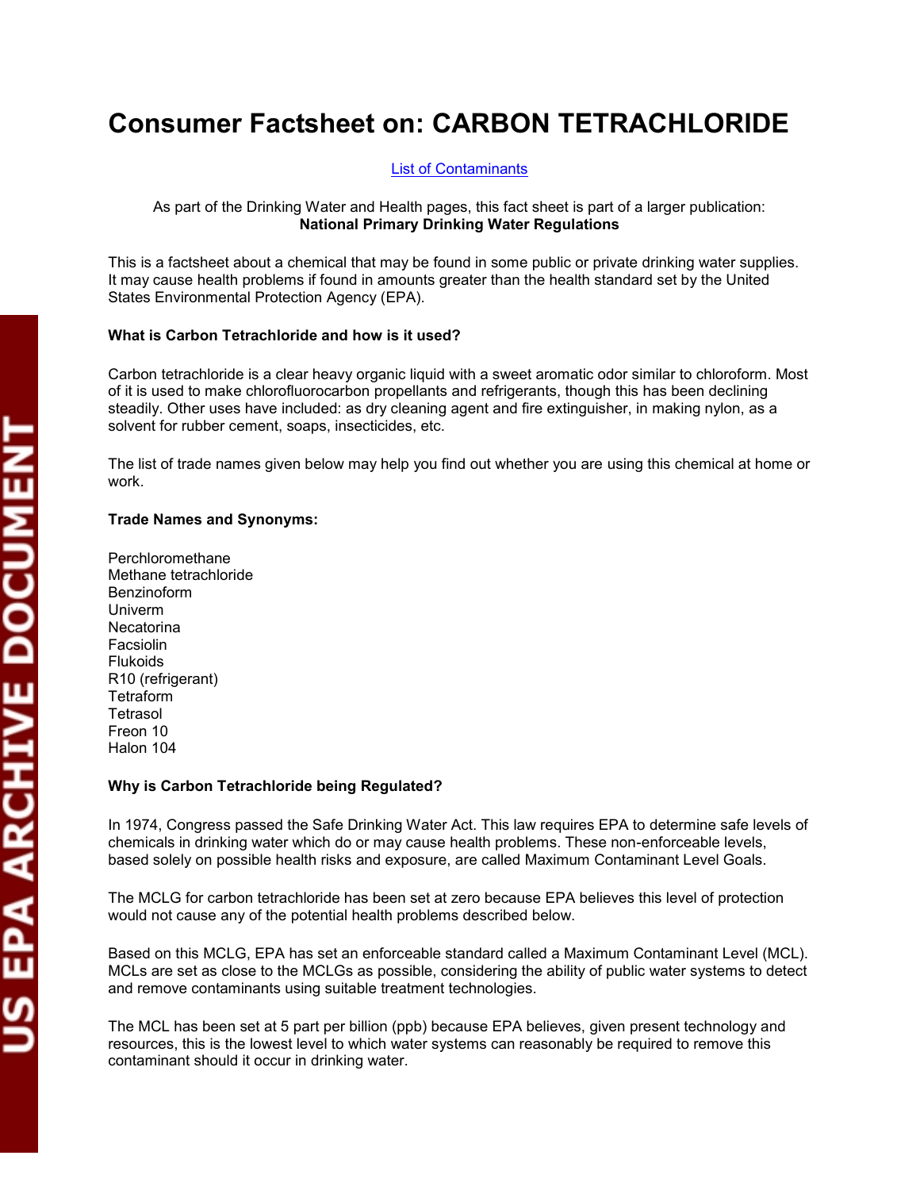# Consumer Factsheet on: CARBON TETRACHLORIDE

[List of Contaminants]

As part of the Drinking Water and Health pages, this fact sheet is part of a larger publication: **National Primary Drinking Water Regulations**

This is a factsheet about a chemical that may be found in some public or private drinking water supplies. It may cause health problems if found in amounts greater than the health standard set by the United States Environmental Protection Agency (EPA).

### What is Carbon Tetrachloride and how is it used?

Carbon tetrachloride is a clear heavy organic liquid with a sweet aromatic odor similar to chloroform. Most of it is used to make chlorofluorocarbon propellants and refrigerants, though this has been declining steadily. Other uses have included: as dry cleaning agent and fire extinguisher, in making nylon, as a solvent for rubber cement, soaps, insecticides, etc.

The list of trade names given below may help you find out whether you are using this chemical at home or work.

### Trade Names and Synonyms:

Perchloromethane
Methane tetrachloride
Benzinoform
Univerm
Necatorina
Facsiolin
Flukoids
R10 (refrigerant)
Tetraform
Tetrasol
Freon 10
Halon 104

### Why is Carbon Tetrachloride being Regulated?

In 1974, Congress passed the Safe Drinking Water Act. This law requires EPA to determine safe levels of chemicals in drinking water which do or may cause health problems. These non-enforceable levels, based solely on possible health risks and exposure, are called Maximum Contaminant Level Goals.

The MCLG for carbon tetrachloride has been set at zero because EPA believes this level of protection would not cause any of the potential health problems described below.

Based on this MCLG, EPA has set an enforceable standard called a Maximum Contaminant Level (MCL). MCLs are set as close to the MCLGs as possible, considering the ability of public water systems to detect and remove contaminants using suitable treatment technologies.

The MCL has been set at 5 part per billion (ppb) because EPA believes, given present technology and resources, this is the lowest level to which water systems can reasonably be required to remove this contaminant should it occur in drinking water.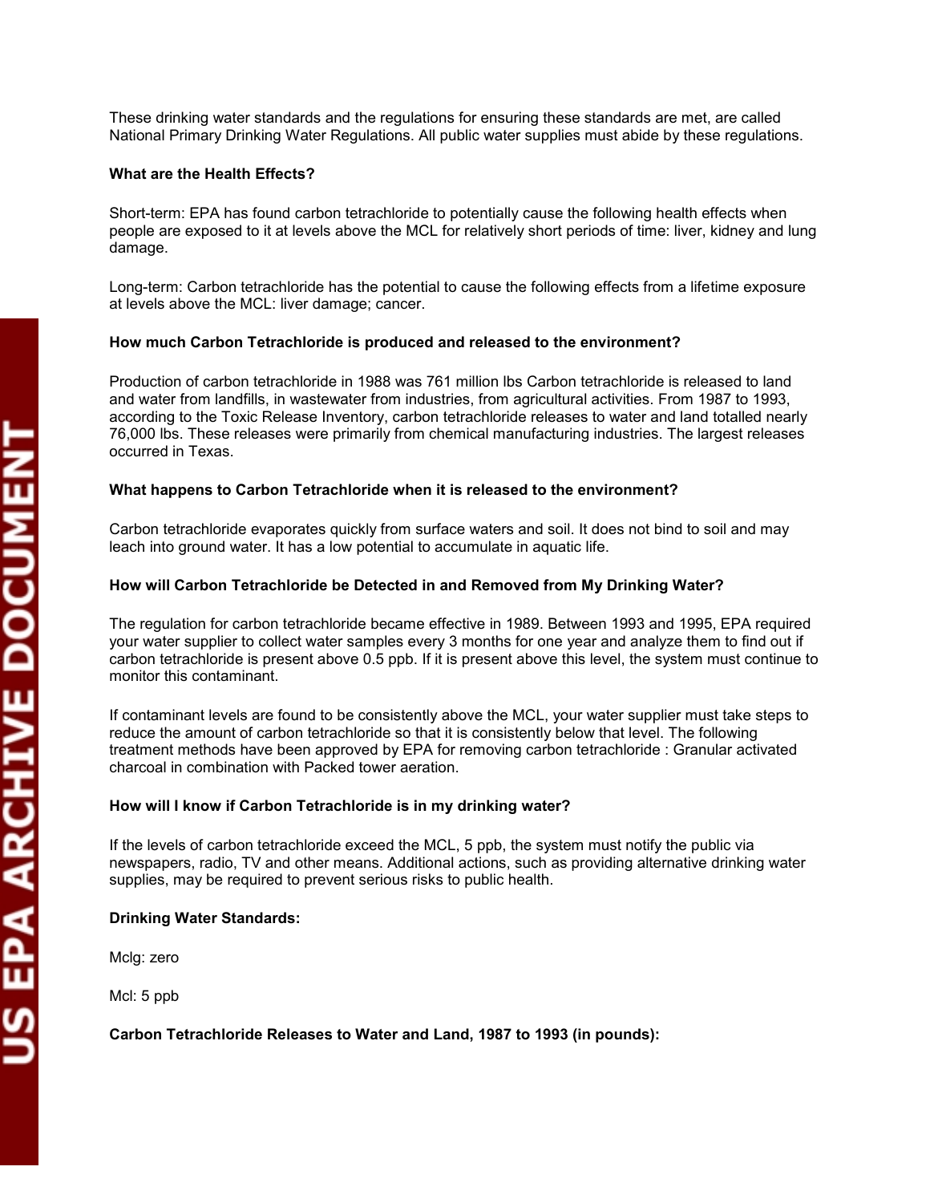These drinking water standards and the regulations for ensuring these standards are met, are called National Primary Drinking Water Regulations. All public water supplies must abide by these regulations.

**What are the Health Effects?**

Short-term: EPA has found carbon tetrachloride to potentially cause the following health effects when people are exposed to it at levels above the MCL for relatively short periods of time: liver, kidney and lung damage.

Long-term: Carbon tetrachloride has the potential to cause the following effects from a lifetime exposure at levels above the MCL: liver damage; cancer.

**How much Carbon Tetrachloride is produced and released to the environment?**

Production of carbon tetrachloride in 1988 was 761 million lbs Carbon tetrachloride is released to land and water from landfills, in wastewater from industries, from agricultural activities. From 1987 to 1993, according to the Toxic Release Inventory, carbon tetrachloride releases to water and land totalled nearly 76,000 lbs. These releases were primarily from chemical manufacturing industries. The largest releases occurred in Texas.

**What happens to Carbon Tetrachloride when it is released to the environment?**

Carbon tetrachloride evaporates quickly from surface waters and soil. It does not bind to soil and may leach into ground water. It has a low potential to accumulate in aquatic life.

**How will Carbon Tetrachloride be Detected in and Removed from My Drinking Water?**

The regulation for carbon tetrachloride became effective in 1989. Between 1993 and 1995, EPA required your water supplier to collect water samples every 3 months for one year and analyze them to find out if carbon tetrachloride is present above 0.5 ppb. If it is present above this level, the system must continue to monitor this contaminant.

If contaminant levels are found to be consistently above the MCL, your water supplier must take steps to reduce the amount of carbon tetrachloride so that it is consistently below that level. The following treatment methods have been approved by EPA for removing carbon tetrachloride : Granular activated charcoal in combination with Packed tower aeration.

**How will I know if Carbon Tetrachloride is in my drinking water?**

If the levels of carbon tetrachloride exceed the MCL, 5 ppb, the system must notify the public via newspapers, radio, TV and other means. Additional actions, such as providing alternative drinking water supplies, may be required to prevent serious risks to public health.

**Drinking Water Standards:**

Mclg: zero

Mcl: 5 ppb

**Carbon Tetrachloride Releases to Water and Land, 1987 to 1993 (in pounds):**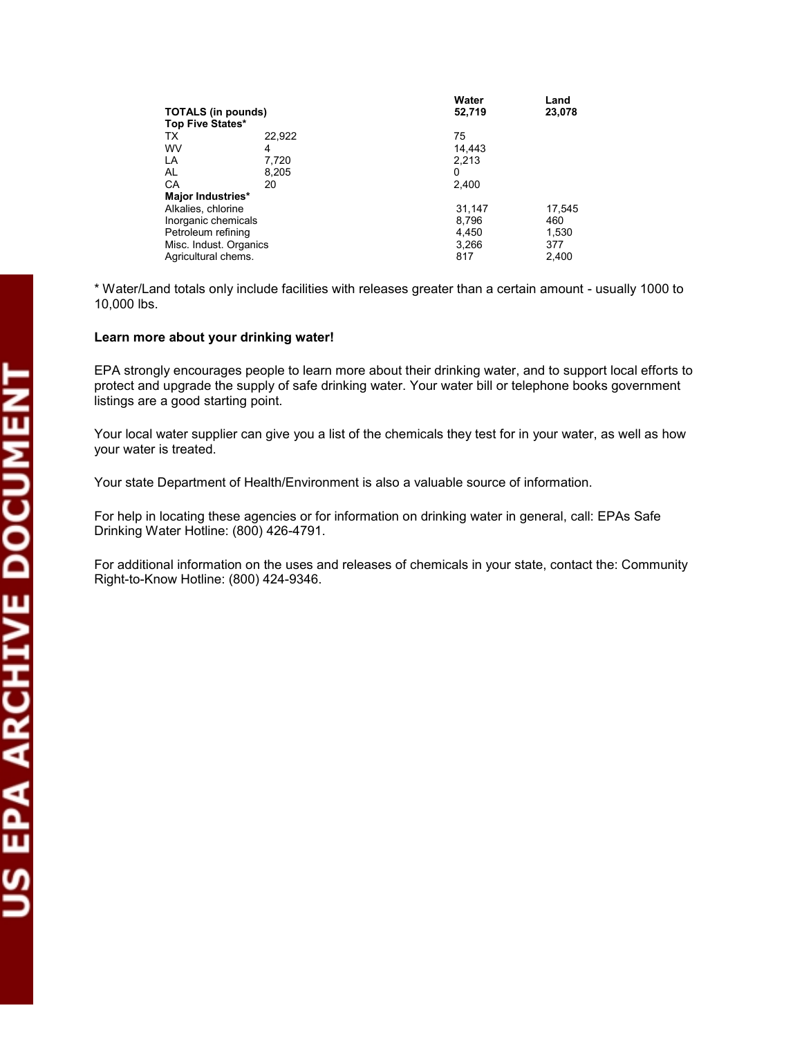| | | Water | Land |
|---|---|---|---|
| **TOTALS (in pounds)** | | **52,719** | **23,078** |
| **Top Five States*** | | | |
| TX | 22,922 | 75 | |
| WV | 4 | 14,443 | |
| LA | 7,720 | 2,213 | |
| AL | 8,205 | 0 | |
| CA | 20 | 2,400 | |
| **Major Industries*** | | | |
| Alkalies, chlorine | | 31,147 | 17,545 |
| Inorganic chemicals | | 8,796 | 460 |
| Petroleum refining | | 4,450 | 1,530 |
| Misc. Indust. Organics | | 3,266 | 377 |
| Agricultural chems. | | 817 | 2,400 |

* Water/Land totals only include facilities with releases greater than a certain amount - usually 1000 to 10,000 lbs.

**Learn more about your drinking water!**

EPA strongly encourages people to learn more about their drinking water, and to support local efforts to protect and upgrade the supply of safe drinking water. Your water bill or telephone books government listings are a good starting point.

Your local water supplier can give you a list of the chemicals they test for in your water, as well as how your water is treated.

Your state Department of Health/Environment is also a valuable source of information.

For help in locating these agencies or for information on drinking water in general, call: EPAs Safe Drinking Water Hotline: (800) 426-4791.

For additional information on the uses and releases of chemicals in your state, contact the: Community Right-to-Know Hotline: (800) 424-9346.